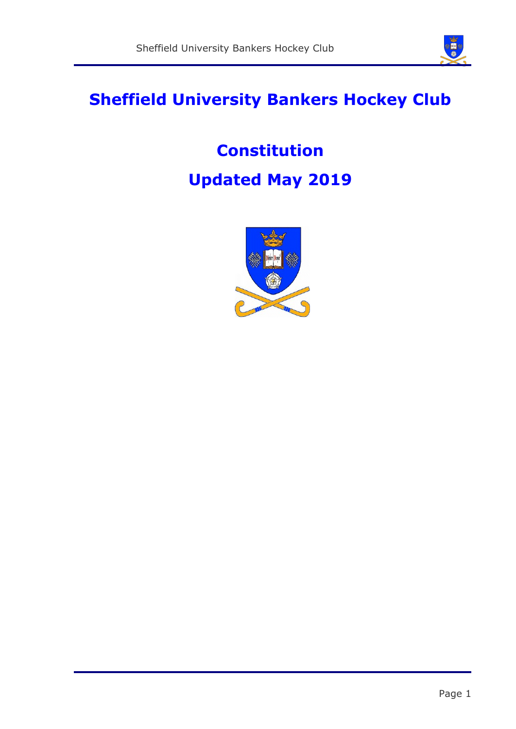# Sheffield University Bankers Hockey Club

## Constitution

## Updated May 2019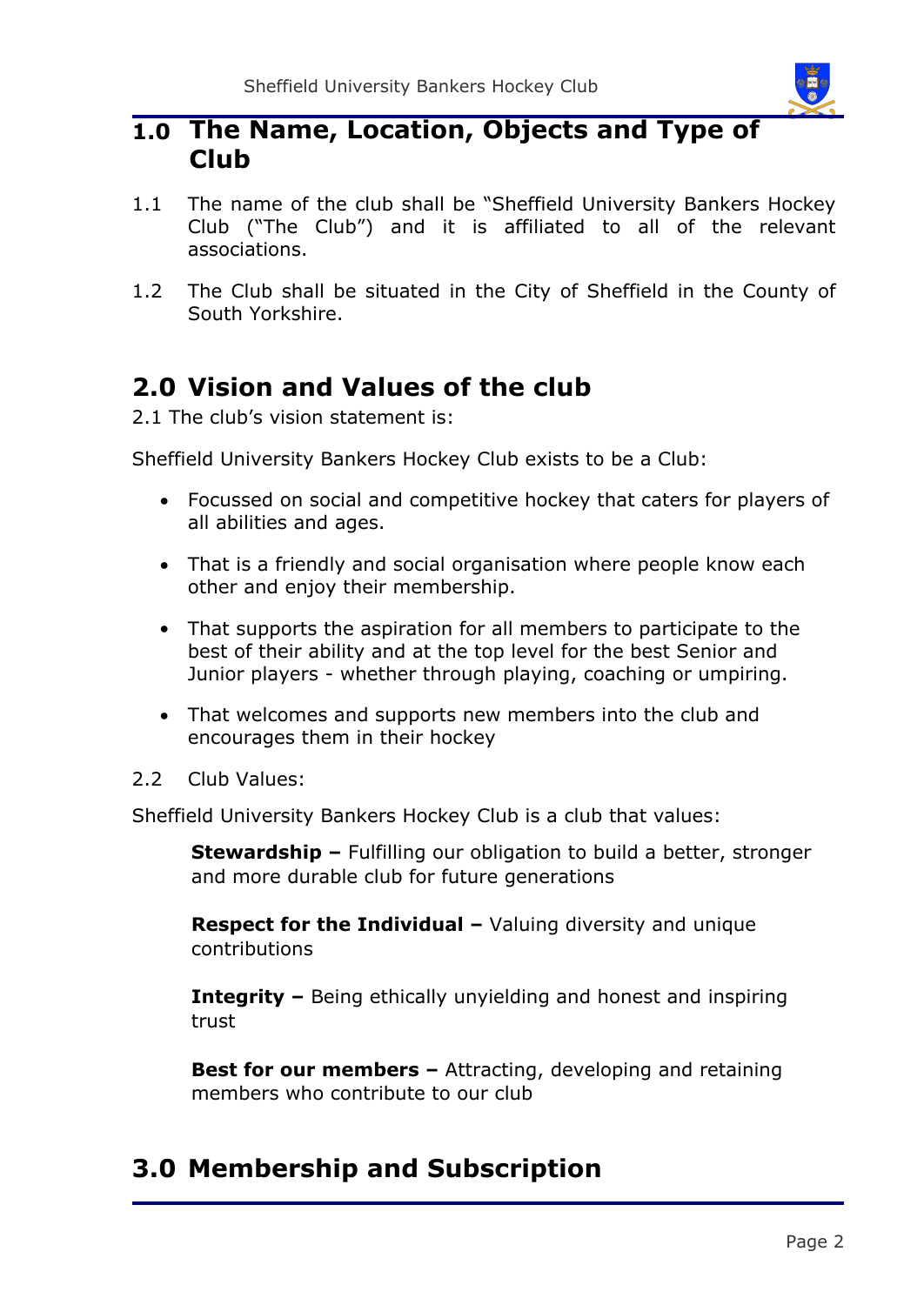# 1.0 The Name, Location, Objects and Type of Club

1.1 The name of the club shall be "Sheffield University Bankers Hockey Club ("The Club") and it is affiliated to all of the relevant associations.

1.2 The Club shall be situated in the City of Sheffield in the County of South Yorkshire.

# 2.0 Vision and Values of the club

2.1 The club's vision statement is:

Sheffield University Bankers Hockey Club exists to be a Club:

- Focussed on social and competitive hockey that caters for players of all abilities and ages.
- That is a friendly and social organisation where people know each other and enjoy their membership.
- That supports the aspiration for all members to participate to the best of their ability and at the top level for the best Senior and Junior players - whether through playing, coaching or umpiring.
- That welcomes and supports new members into the club and encourages them in their hockey

2.2 Club Values:

Sheffield University Bankers Hockey Club is a club that values:

**Stewardship –** Fulfilling our obligation to build a better, stronger and more durable club for future generations

**Respect for the Individual –** Valuing diversity and unique contributions

**Integrity –** Being ethically unyielding and honest and inspiring trust

**Best for our members –** Attracting, developing and retaining members who contribute to our club

# 3.0 Membership and Subscription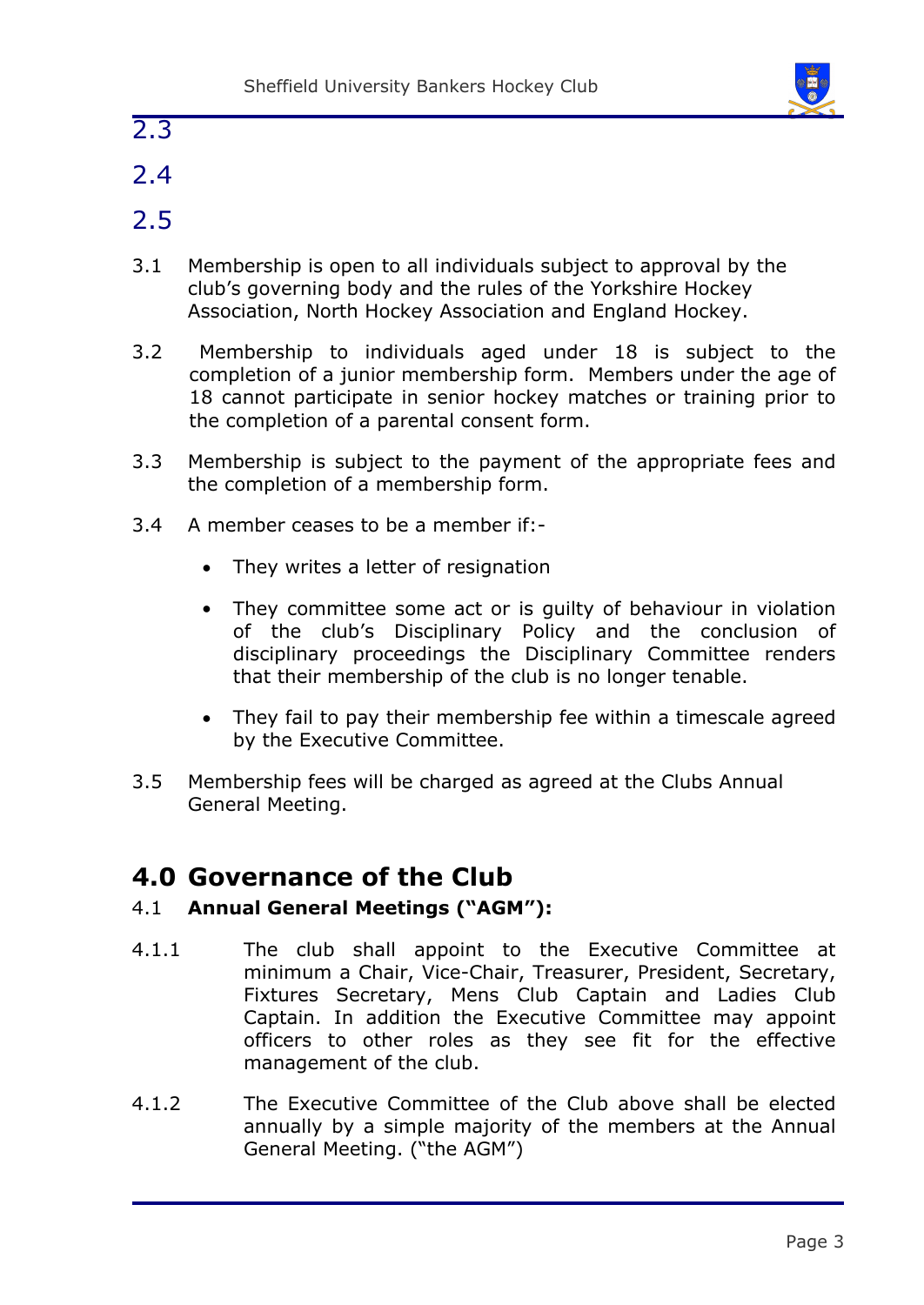## 2.3

## 2.4

## 2.5

3.1 Membership is open to all individuals subject to approval by the club's governing body and the rules of the Yorkshire Hockey Association, North Hockey Association and England Hockey.

3.2 Membership to individuals aged under 18 is subject to the completion of a junior membership form. Members under the age of 18 cannot participate in senior hockey matches or training prior to the completion of a parental consent form.

3.3 Membership is subject to the payment of the appropriate fees and the completion of a membership form.

3.4 A member ceases to be a member if:-

- They writes a letter of resignation
- They committee some act or is guilty of behaviour in violation of the club's Disciplinary Policy and the conclusion of disciplinary proceedings the Disciplinary Committee renders that their membership of the club is no longer tenable.
- They fail to pay their membership fee within a timescale agreed by the Executive Committee.

3.5 Membership fees will be charged as agreed at the Clubs Annual General Meeting.

# 4.0 Governance of the Club

4.1 **Annual General Meetings ("AGM"):**

4.1.1 The club shall appoint to the Executive Committee at minimum a Chair, Vice-Chair, Treasurer, President, Secretary, Fixtures Secretary, Mens Club Captain and Ladies Club Captain. In addition the Executive Committee may appoint officers to other roles as they see fit for the effective management of the club.

4.1.2 The Executive Committee of the Club above shall be elected annually by a simple majority of the members at the Annual General Meeting. ("the AGM")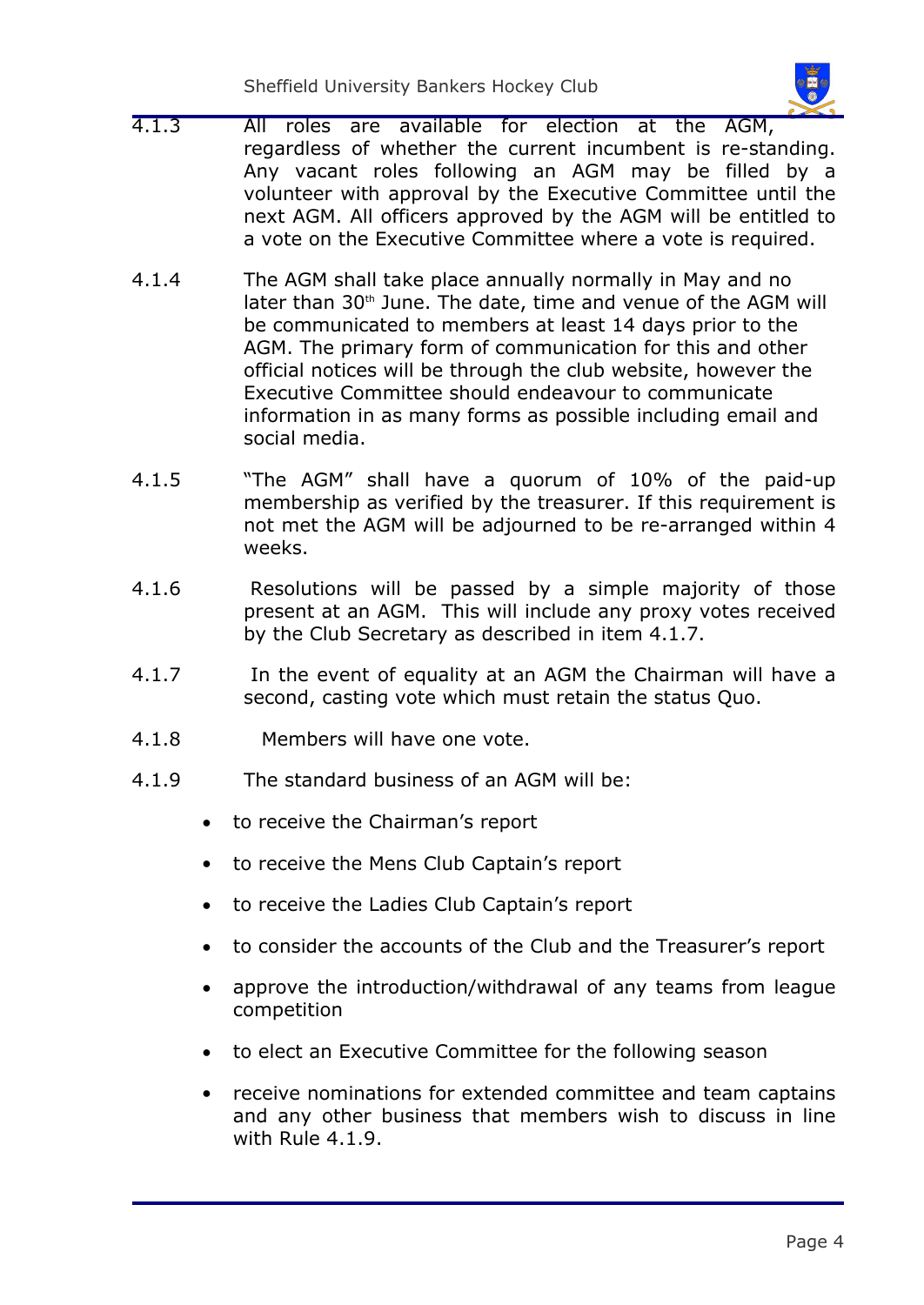4.1.3 All roles are available for election at the AGM, regardless of whether the current incumbent is re-standing. Any vacant roles following an AGM may be filled by a volunteer with approval by the Executive Committee until the next AGM. All officers approved by the AGM will be entitled to a vote on the Executive Committee where a vote is required.

4.1.4 The AGM shall take place annually normally in May and no later than 30th June. The date, time and venue of the AGM will be communicated to members at least 14 days prior to the AGM. The primary form of communication for this and other official notices will be through the club website, however the Executive Committee should endeavour to communicate information in as many forms as possible including email and social media.

4.1.5 "The AGM" shall have a quorum of 10% of the paid-up membership as verified by the treasurer. If this requirement is not met the AGM will be adjourned to be re-arranged within 4 weeks.

4.1.6 Resolutions will be passed by a simple majority of those present at an AGM. This will include any proxy votes received by the Club Secretary as described in item 4.1.7.

4.1.7 In the event of equality at an AGM the Chairman will have a second, casting vote which must retain the status Quo.

4.1.8 Members will have one vote.

4.1.9 The standard business of an AGM will be:

- to receive the Chairman's report
- to receive the Mens Club Captain's report
- to receive the Ladies Club Captain's report
- to consider the accounts of the Club and the Treasurer's report
- approve the introduction/withdrawal of any teams from league competition
- to elect an Executive Committee for the following season
- receive nominations for extended committee and team captains and any other business that members wish to discuss in line with Rule 4.1.9.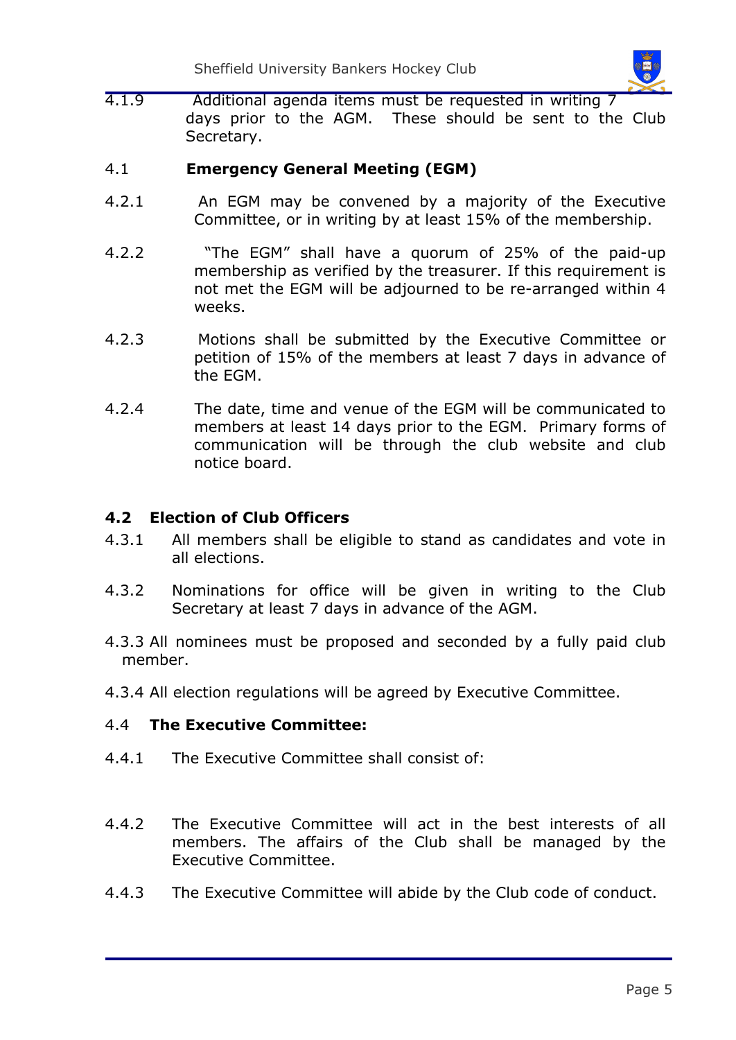4.1.9 Additional agenda items must be requested in writing 7 days prior to the AGM. These should be sent to the Club Secretary.

4.1 **Emergency General Meeting (EGM)**

4.2.1 An EGM may be convened by a majority of the Executive Committee, or in writing by at least 15% of the membership.

4.2.2 "The EGM" shall have a quorum of 25% of the paid-up membership as verified by the treasurer. If this requirement is not met the EGM will be adjourned to be re-arranged within 4 weeks.

4.2.3 Motions shall be submitted by the Executive Committee or petition of 15% of the members at least 7 days in advance of the EGM.

4.2.4 The date, time and venue of the EGM will be communicated to members at least 14 days prior to the EGM. Primary forms of communication will be through the club website and club notice board.

**4.2 Election of Club Officers**

4.3.1 All members shall be eligible to stand as candidates and vote in all elections.

4.3.2 Nominations for office will be given in writing to the Club Secretary at least 7 days in advance of the AGM.

4.3.3 All nominees must be proposed and seconded by a fully paid club member.

4.3.4 All election regulations will be agreed by Executive Committee.

4.4 **The Executive Committee:**

4.4.1 The Executive Committee shall consist of:

4.4.2 The Executive Committee will act in the best interests of all members. The affairs of the Club shall be managed by the Executive Committee.

4.4.3 The Executive Committee will abide by the Club code of conduct.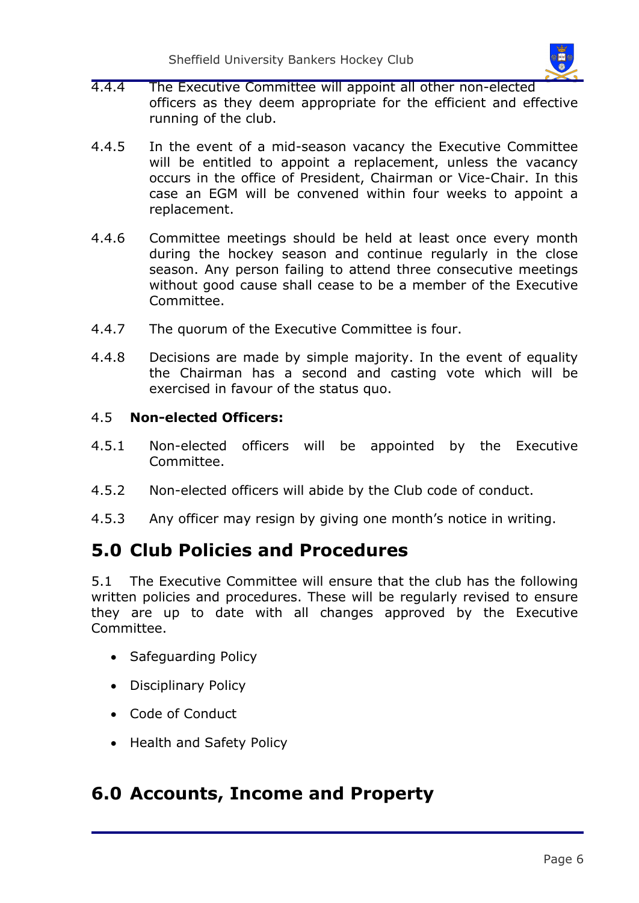4.4.4 The Executive Committee will appoint all other non-elected officers as they deem appropriate for the efficient and effective running of the club.

4.4.5 In the event of a mid-season vacancy the Executive Committee will be entitled to appoint a replacement, unless the vacancy occurs in the office of President, Chairman or Vice-Chair. In this case an EGM will be convened within four weeks to appoint a replacement.

4.4.6 Committee meetings should be held at least once every month during the hockey season and continue regularly in the close season. Any person failing to attend three consecutive meetings without good cause shall cease to be a member of the Executive Committee.

4.4.7 The quorum of the Executive Committee is four.

4.4.8 Decisions are made by simple majority. In the event of equality the Chairman has a second and casting vote which will be exercised in favour of the status quo.

4.5 **Non-elected Officers:**

4.5.1 Non-elected officers will be appointed by the Executive Committee.

4.5.2 Non-elected officers will abide by the Club code of conduct.

4.5.3 Any officer may resign by giving one month's notice in writing.

# 5.0 Club Policies and Procedures

5.1 The Executive Committee will ensure that the club has the following written policies and procedures. These will be regularly revised to ensure they are up to date with all changes approved by the Executive Committee.

- Safeguarding Policy
- Disciplinary Policy
- Code of Conduct
- Health and Safety Policy

# 6.0 Accounts, Income and Property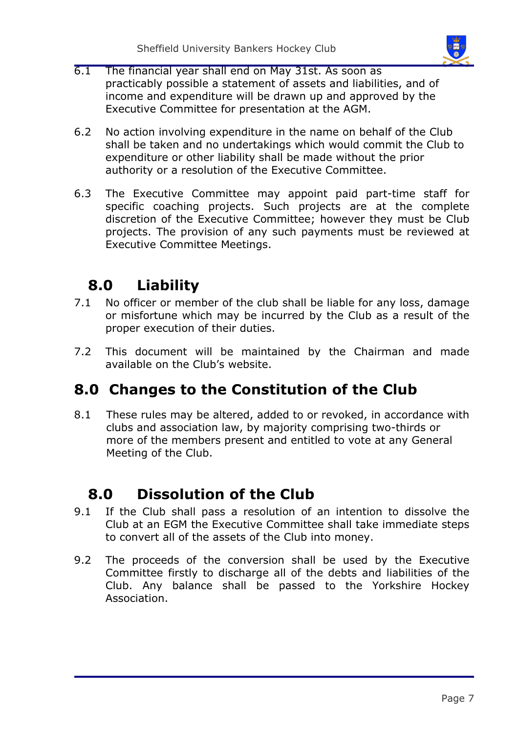6.1 The financial year shall end on May 31st. As soon as practicably possible a statement of assets and liabilities, and of income and expenditure will be drawn up and approved by the Executive Committee for presentation at the AGM.

6.2 No action involving expenditure in the name on behalf of the Club shall be taken and no undertakings which would commit the Club to expenditure or other liability shall be made without the prior authority or a resolution of the Executive Committee.

6.3 The Executive Committee may appoint paid part-time staff for specific coaching projects. Such projects are at the complete discretion of the Executive Committee; however they must be Club projects. The provision of any such payments must be reviewed at Executive Committee Meetings.

## 8.0 Liability

7.1 No officer or member of the club shall be liable for any loss, damage or misfortune which may be incurred by the Club as a result of the proper execution of their duties.

7.2 This document will be maintained by the Chairman and made available on the Club's website.

## 8.0 Changes to the Constitution of the Club

8.1 These rules may be altered, added to or revoked, in accordance with clubs and association law, by majority comprising two-thirds or more of the members present and entitled to vote at any General Meeting of the Club.

## 8.0 Dissolution of the Club

9.1 If the Club shall pass a resolution of an intention to dissolve the Club at an EGM the Executive Committee shall take immediate steps to convert all of the assets of the Club into money.

9.2 The proceeds of the conversion shall be used by the Executive Committee firstly to discharge all of the debts and liabilities of the Club. Any balance shall be passed to the Yorkshire Hockey Association.